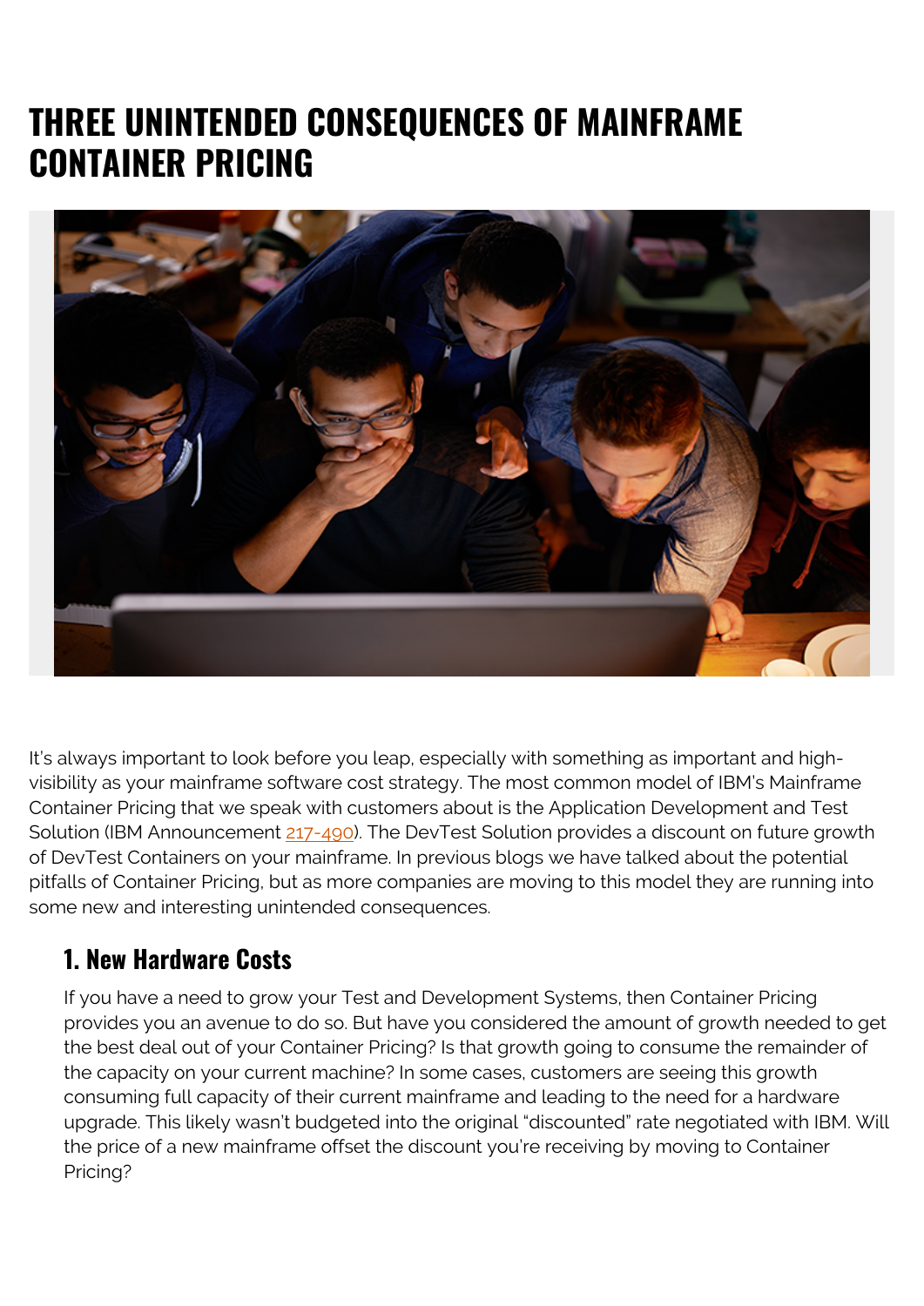# THREE UNINTENDED CONSEQUENCES OF MAINFRAME CONTAINER PRICING

It's always important to look before you leap, especially with something as important and high-visibility as your mainframe software cost strategy. The most common model of IBM's Mainframe Container Pricing that we speak with customers about is the Application Development and Test Solution (IBM Announcement 217-490). The DevTest Solution provides a discount on future growth of DevTest Containers on your mainframe. In previous blogs we have talked about the potential pitfalls of Container Pricing, but as more companies are moving to this model they are running into some new and interesting unintended consequences.

## 1. New Hardware Costs

If you have a need to grow your Test and Development Systems, then Container Pricing provides you an avenue to do so. But have you considered the amount of growth needed to get the best deal out of your Container Pricing? Is that growth going to consume the remainder of the capacity on your current machine? In some cases, customers are seeing this growth consuming full capacity of their current mainframe and leading to the need for a hardware upgrade. This likely wasn't budgeted into the original "discounted" rate negotiated with IBM. Will the price of a new mainframe offset the discount you're receiving by moving to Container Pricing?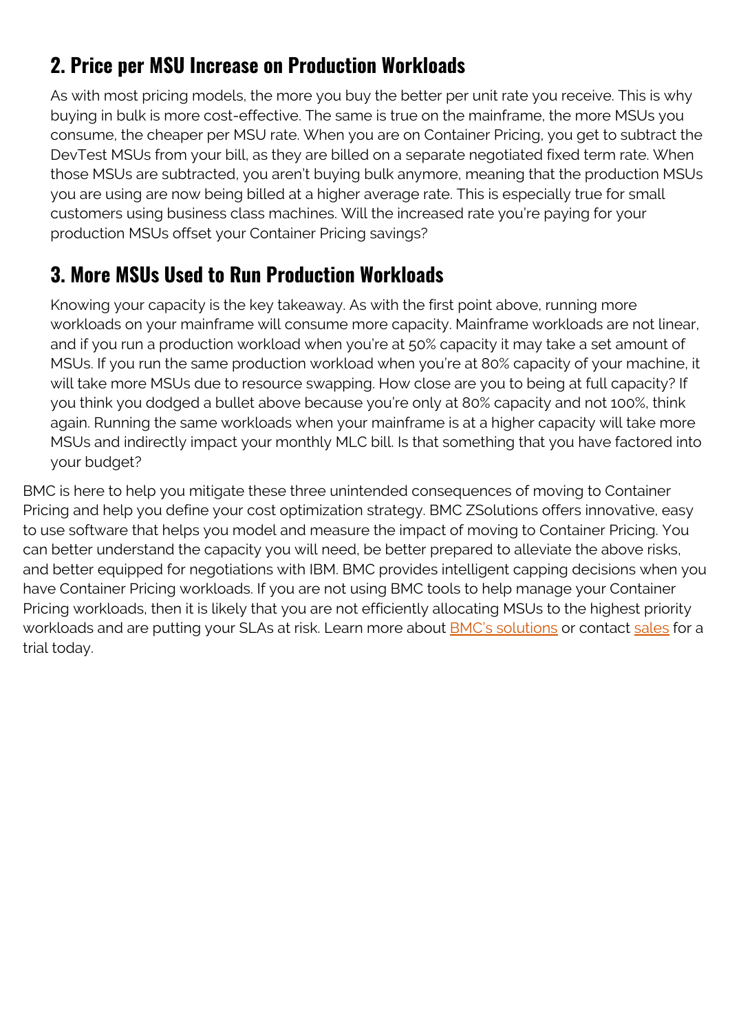## 2. Price per MSU Increase on Production Workloads

As with most pricing models, the more you buy the better per unit rate you receive. This is why buying in bulk is more cost-effective. The same is true on the mainframe, the more MSUs you consume, the cheaper per MSU rate. When you are on Container Pricing, you get to subtract the DevTest MSUs from your bill, as they are billed on a separate negotiated fixed term rate. When those MSUs are subtracted, you aren't buying bulk anymore, meaning that the production MSUs you are using are now being billed at a higher average rate. This is especially true for small customers using business class machines. Will the increased rate you're paying for your production MSUs offset your Container Pricing savings?

## 3. More MSUs Used to Run Production Workloads

Knowing your capacity is the key takeaway. As with the first point above, running more workloads on your mainframe will consume more capacity. Mainframe workloads are not linear, and if you run a production workload when you're at 50% capacity it may take a set amount of MSUs. If you run the same production workload when you're at 80% capacity of your machine, it will take more MSUs due to resource swapping. How close are you to being at full capacity? If you think you dodged a bullet above because you're only at 80% capacity and not 100%, think again. Running the same workloads when your mainframe is at a higher capacity will take more MSUs and indirectly impact your monthly MLC bill. Is that something that you have factored into your budget?

BMC is here to help you mitigate these three unintended consequences of moving to Container Pricing and help you define your cost optimization strategy. BMC ZSolutions offers innovative, easy to use software that helps you model and measure the impact of moving to Container Pricing. You can better understand the capacity you will need, be better prepared to alleviate the above risks, and better equipped for negotiations with IBM. BMC provides intelligent capping decisions when you have Container Pricing workloads. If you are not using BMC tools to help manage your Container Pricing workloads, then it is likely that you are not efficiently allocating MSUs to the highest priority workloads and are putting your SLAs at risk. Learn more about BMC's solutions or contact sales for a trial today.